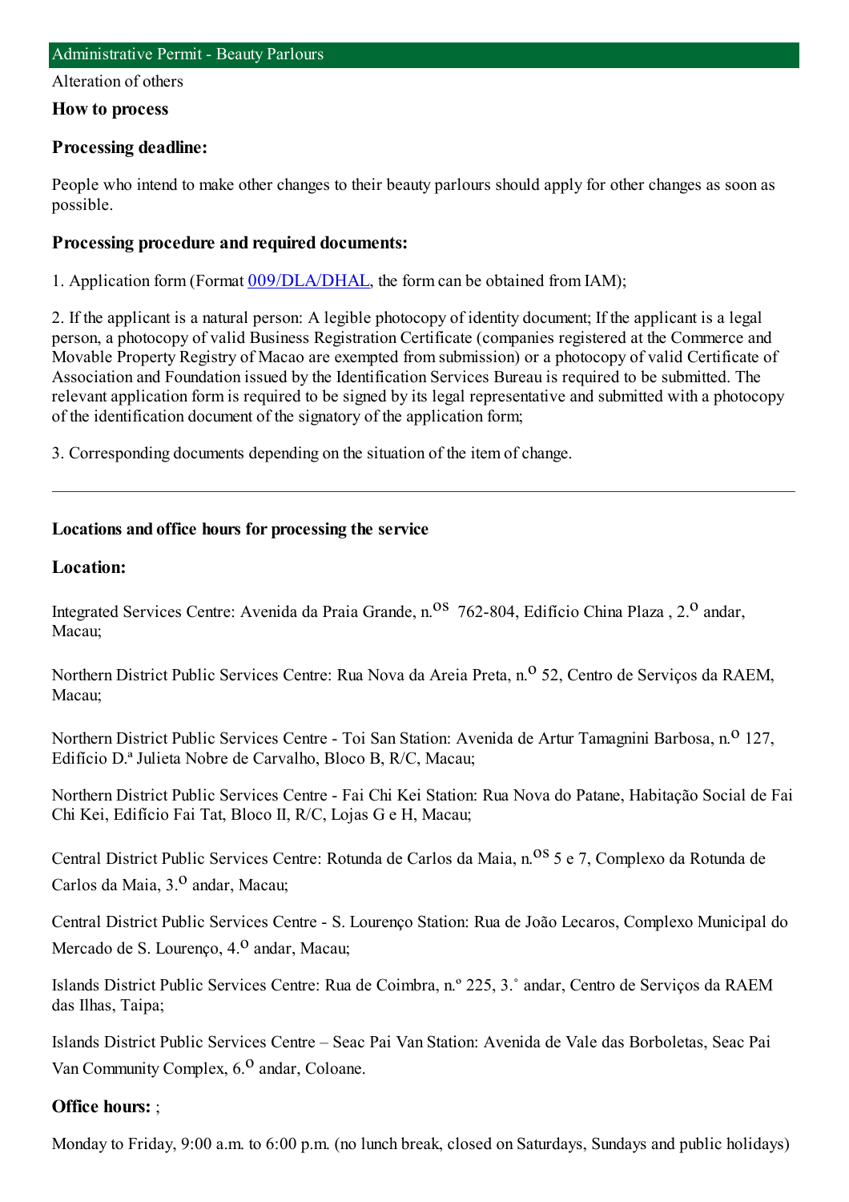## Administrative Permit - Beauty Parlours

Alteration of others

### How to process

**Processing deadline:**

People who intend to make other changes to their beauty parlours should apply for other changes as soon as possible.

**Processing procedure and required documents:**

1. Application form (Format 009/DLA/DHAL, the form can be obtained from IAM);

2. If the applicant is a natural person: A legible photocopy of identity document; If the applicant is a legal person, a photocopy of valid Business Registration Certificate (companies registered at the Commerce and Movable Property Registry of Macao are exempted from submission) or a photocopy of valid Certificate of Association and Foundation issued by the Identification Services Bureau is required to be submitted. The relevant application form is required to be signed by its legal representative and submitted with a photocopy of the identification document of the signatory of the application form;

3. Corresponding documents depending on the situation of the item of change.

---

### Locations and office hours for processing the service

**Location:**

Integrated Services Centre: Avenida da Praia Grande, n.os 762-804, Edifício China Plaza , 2.o andar, Macau;

Northern District Public Services Centre: Rua Nova da Areia Preta, n.o 52, Centro de Serviços da RAEM, Macau;

Northern District Public Services Centre - Toi San Station: Avenida de Artur Tamagnini Barbosa, n.o 127, Edifício D.ª Julieta Nobre de Carvalho, Bloco B, R/C, Macau;

Northern District Public Services Centre - Fai Chi Kei Station: Rua Nova do Patane, Habitação Social de Fai Chi Kei, Edifício Fai Tat, Bloco II, R/C, Lojas G e H, Macau;

Central District Public Services Centre: Rotunda de Carlos da Maia, n.os 5 e 7, Complexo da Rotunda de Carlos da Maia, 3.o andar, Macau;

Central District Public Services Centre - S. Lourenço Station: Rua de João Lecaros, Complexo Municipal do Mercado de S. Lourenço, 4.o andar, Macau;

Islands District Public Services Centre: Rua de Coimbra, n.º 225, 3.˚ andar, Centro de Serviços da RAEM das Ilhas, Taipa;

Islands District Public Services Centre – Seac Pai Van Station: Avenida de Vale das Borboletas, Seac Pai Van Community Complex, 6.o andar, Coloane.

**Office hours:** ;

Monday to Friday, 9:00 a.m. to 6:00 p.m. (no lunch break, closed on Saturdays, Sundays and public holidays)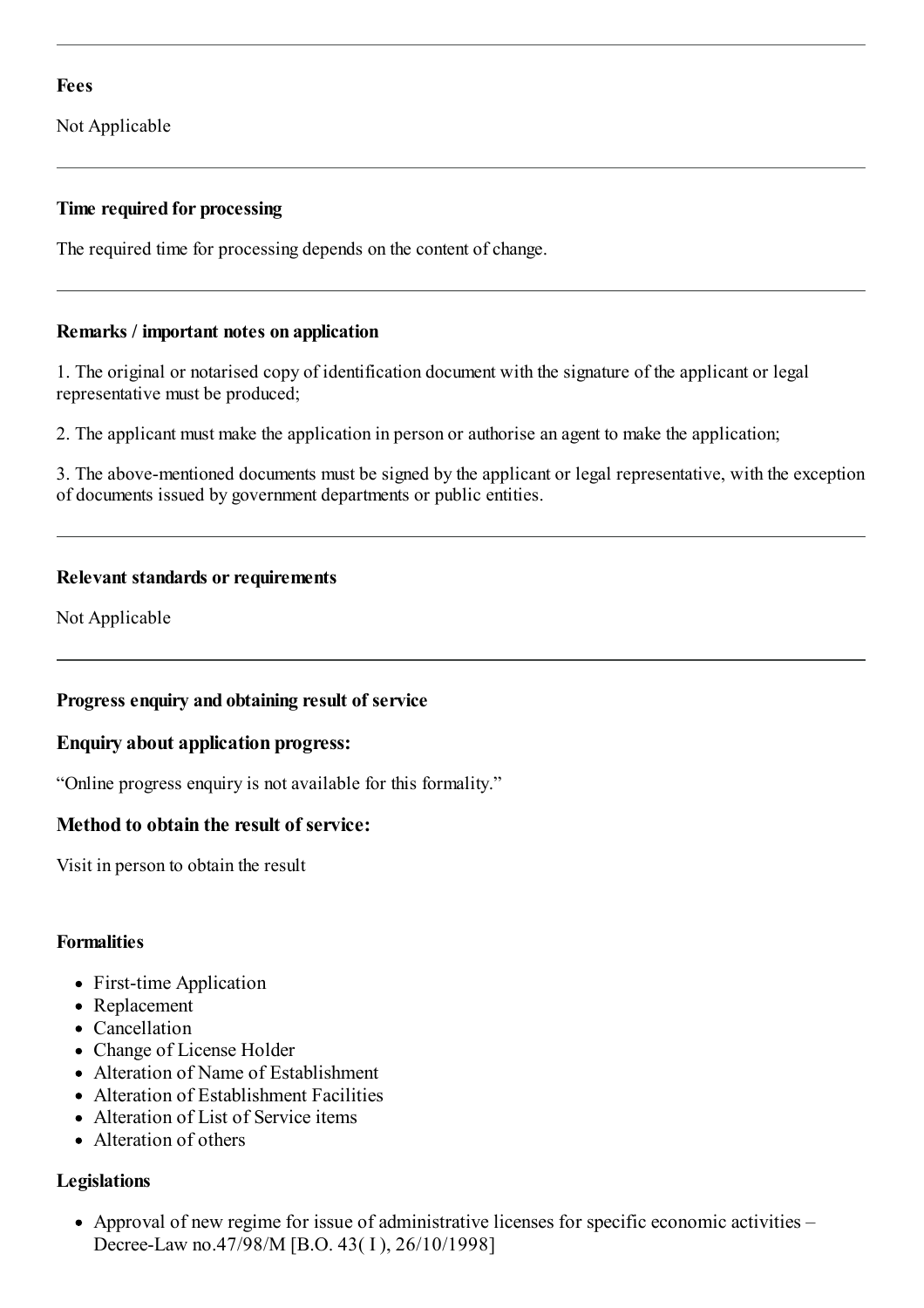---

**Fees**

Not Applicable

---

**Time required for processing**

The required time for processing depends on the content of change.

---

**Remarks / important notes on application**

1. The original or notarised copy of identification document with the signature of the applicant or legal representative must be produced;

2. The applicant must make the application in person or authorise an agent to make the application;

3. The above-mentioned documents must be signed by the applicant or legal representative, with the exception of documents issued by government departments or public entities.

---

**Relevant standards or requirements**

Not Applicable

---

**Progress enquiry and obtaining result of service**

### Enquiry about application progress:

"Online progress enquiry is not available for this formality."

### Method to obtain the result of service:

Visit in person to obtain the result

**Formalities**

- First-time Application
- Replacement
- Cancellation
- Change of License Holder
- Alteration of Name of Establishment
- Alteration of Establishment Facilities
- Alteration of List of Service items
- Alteration of others

**Legislations**

- Approval of new regime for issue of administrative licenses for specific economic activities – Decree-Law no.47/98/M [B.O. 43( I ), 26/10/1998]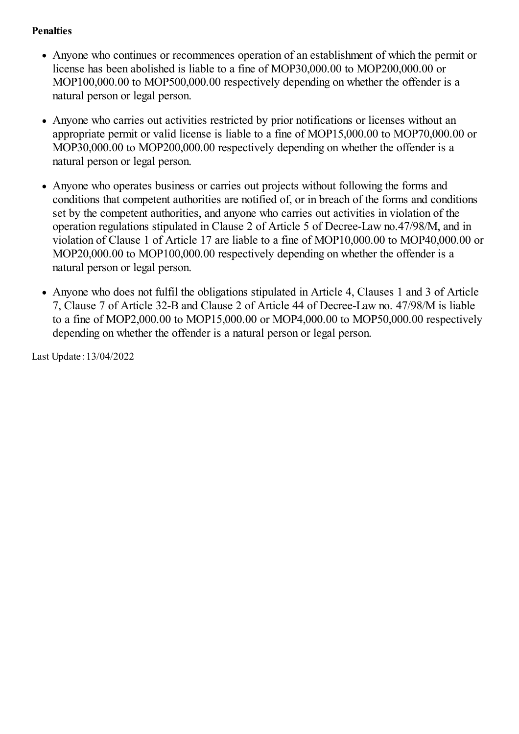**Penalties**

- Anyone who continues or recommences operation of an establishment of which the permit or license has been abolished is liable to a fine of MOP30,000.00 to MOP200,000.00 or MOP100,000.00 to MOP500,000.00 respectively depending on whether the offender is a natural person or legal person.
- Anyone who carries out activities restricted by prior notifications or licenses without an appropriate permit or valid license is liable to a fine of MOP15,000.00 to MOP70,000.00 or MOP30,000.00 to MOP200,000.00 respectively depending on whether the offender is a natural person or legal person.
- Anyone who operates business or carries out projects without following the forms and conditions that competent authorities are notified of, or in breach of the forms and conditions set by the competent authorities, and anyone who carries out activities in violation of the operation regulations stipulated in Clause 2 of Article 5 of Decree-Law no.47/98/M, and in violation of Clause 1 of Article 17 are liable to a fine of MOP10,000.00 to MOP40,000.00 or MOP20,000.00 to MOP100,000.00 respectively depending on whether the offender is a natural person or legal person.
- Anyone who does not fulfil the obligations stipulated in Article 4, Clauses 1 and 3 of Article 7, Clause 7 of Article 32-B and Clause 2 of Article 44 of Decree-Law no. 47/98/M is liable to a fine of MOP2,000.00 to MOP15,000.00 or MOP4,000.00 to MOP50,000.00 respectively depending on whether the offender is a natural person or legal person.

Last Update：13/04/2022